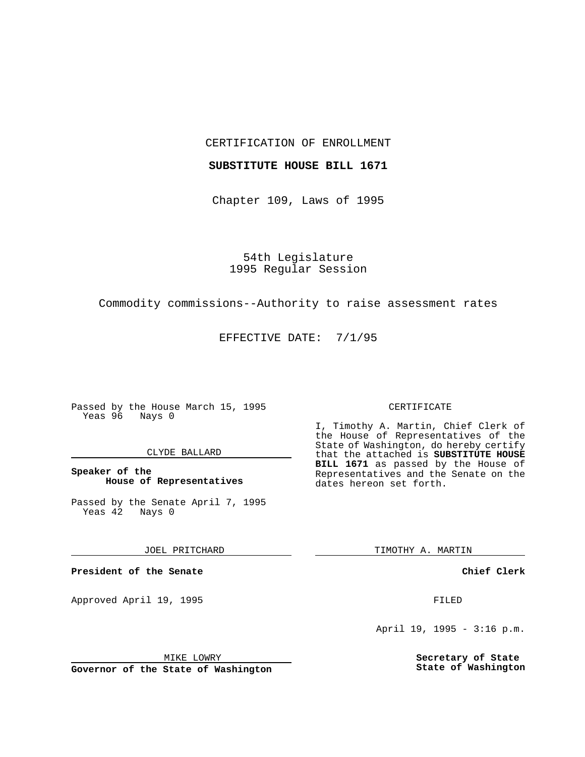CERTIFICATION OF ENROLLMENT

**SUBSTITUTE HOUSE BILL 1671**

Chapter 109, Laws of 1995

54th Legislature
1995 Regular Session

Commodity commissions--Authority to raise assessment rates

EFFECTIVE DATE: 7/1/95

Passed by the House March 15, 1995
Yeas 96 Nays 0

CLYDE BALLARD

**Speaker of the House of Representatives**

Passed by the Senate April 7, 1995
Yeas 42 Nays 0

JOEL PRITCHARD

**President of the Senate**

Approved April 19, 1995

MIKE LOWRY

**Governor of the State of Washington**

CERTIFICATE

I, Timothy A. Martin, Chief Clerk of the House of Representatives of the State of Washington, do hereby certify that the attached is **SUBSTITUTE HOUSE BILL 1671** as passed by the House of Representatives and the Senate on the dates hereon set forth.

TIMOTHY A. MARTIN

**Chief Clerk**

FILED

April 19, 1995 - 3:16 p.m.

**Secretary of State**
**State of Washington**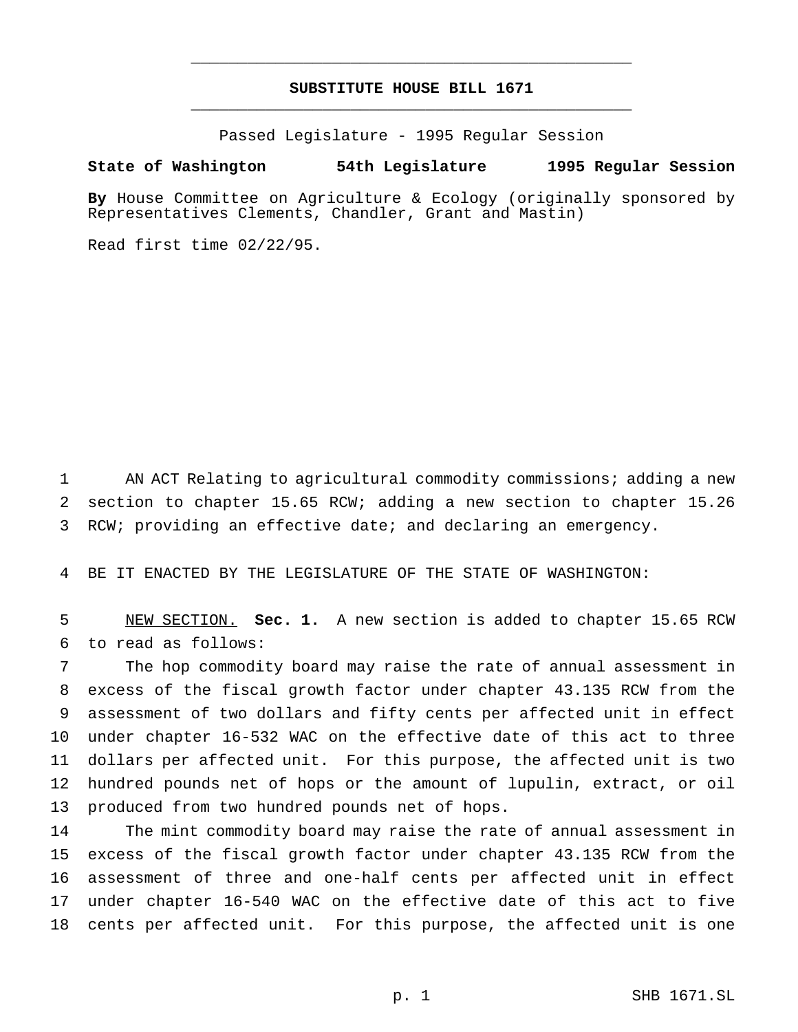# SUBSTITUTE HOUSE BILL 1671

Passed Legislature - 1995 Regular Session

**State of Washington 54th Legislature 1995 Regular Session**

**By** House Committee on Agriculture & Ecology (originally sponsored by Representatives Clements, Chandler, Grant and Mastin)

Read first time 02/22/95.

AN ACT Relating to agricultural commodity commissions; adding a new section to chapter 15.65 RCW; adding a new section to chapter 15.26 RCW; providing an effective date; and declaring an emergency.

BE IT ENACTED BY THE LEGISLATURE OF THE STATE OF WASHINGTON:

NEW SECTION. **Sec. 1.** A new section is added to chapter 15.65 RCW to read as follows:

The hop commodity board may raise the rate of annual assessment in excess of the fiscal growth factor under chapter 43.135 RCW from the assessment of two dollars and fifty cents per affected unit in effect under chapter 16-532 WAC on the effective date of this act to three dollars per affected unit. For this purpose, the affected unit is two hundred pounds net of hops or the amount of lupulin, extract, or oil produced from two hundred pounds net of hops.

The mint commodity board may raise the rate of annual assessment in excess of the fiscal growth factor under chapter 43.135 RCW from the assessment of three and one-half cents per affected unit in effect under chapter 16-540 WAC on the effective date of this act to five cents per affected unit. For this purpose, the affected unit is one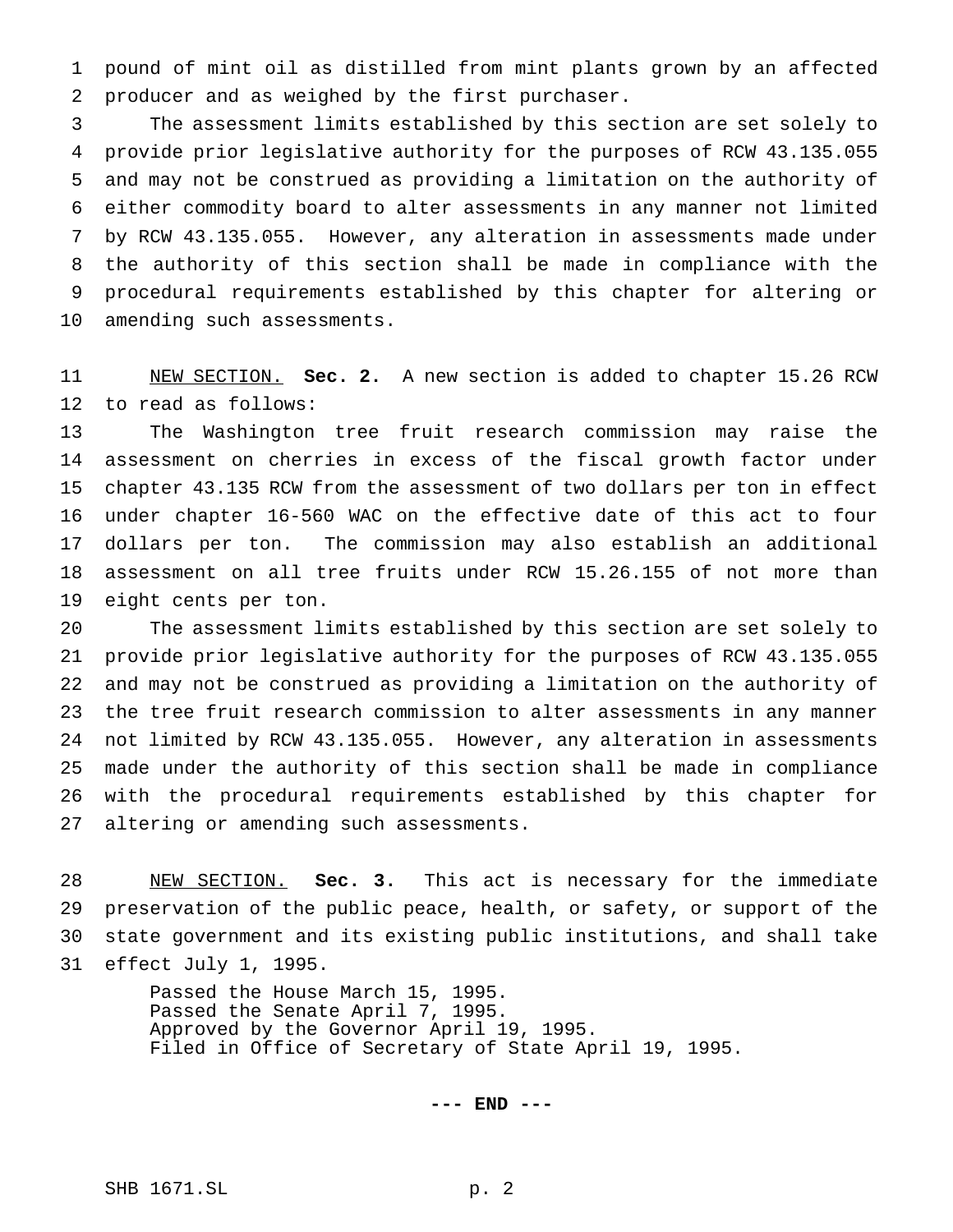pound of mint oil as distilled from mint plants grown by an affected producer and as weighed by the first purchaser.

The assessment limits established by this section are set solely to provide prior legislative authority for the purposes of RCW 43.135.055 and may not be construed as providing a limitation on the authority of either commodity board to alter assessments in any manner not limited by RCW 43.135.055. However, any alteration in assessments made under the authority of this section shall be made in compliance with the procedural requirements established by this chapter for altering or amending such assessments.

NEW SECTION. **Sec. 2.** A new section is added to chapter 15.26 RCW to read as follows:

The Washington tree fruit research commission may raise the assessment on cherries in excess of the fiscal growth factor under chapter 43.135 RCW from the assessment of two dollars per ton in effect under chapter 16-560 WAC on the effective date of this act to four dollars per ton. The commission may also establish an additional assessment on all tree fruits under RCW 15.26.155 of not more than eight cents per ton.

The assessment limits established by this section are set solely to provide prior legislative authority for the purposes of RCW 43.135.055 and may not be construed as providing a limitation on the authority of the tree fruit research commission to alter assessments in any manner not limited by RCW 43.135.055. However, any alteration in assessments made under the authority of this section shall be made in compliance with the procedural requirements established by this chapter for altering or amending such assessments.

NEW SECTION. **Sec. 3.** This act is necessary for the immediate preservation of the public peace, health, or safety, or support of the state government and its existing public institutions, and shall take effect July 1, 1995.

Passed the House March 15, 1995.
Passed the Senate April 7, 1995.
Approved by the Governor April 19, 1995.
Filed in Office of Secretary of State April 19, 1995.

**--- END ---**